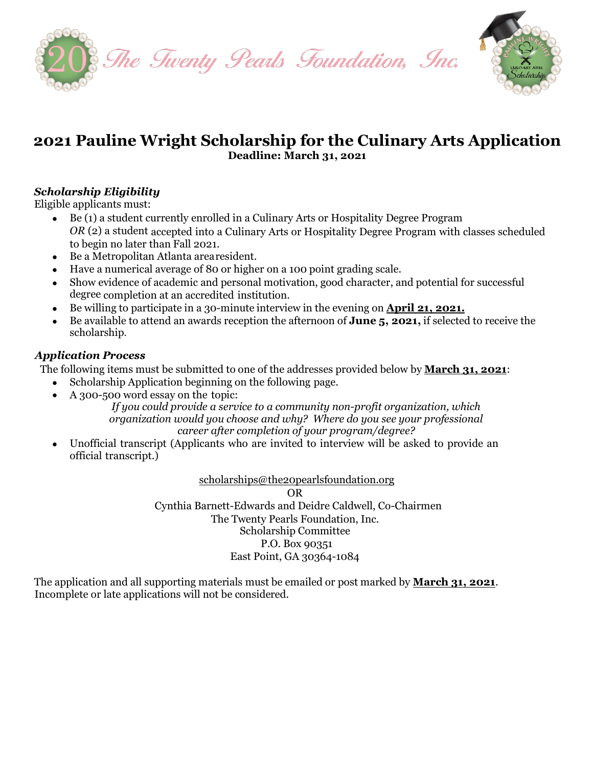The Twenty Pearls Foundation, Inc.

# 2021 Pauline Wright Scholarship for the Culinary Arts Application

**Deadline: March 31, 2021**

### *Scholarship Eligibility*

Eligible applicants must:

- Be (1) a student currently enrolled in a Culinary Arts or Hospitality Degree Program *OR* (2) a student accepted into a Culinary Arts or Hospitality Degree Program with classes scheduled to begin no later than Fall 2021.
- Be a Metropolitan Atlanta area resident.
- Have a numerical average of 80 or higher on a 100 point grading scale.
- Show evidence of academic and personal motivation, good character, and potential for successful degree completion at an accredited institution.
- Be willing to participate in a 30-minute interview in the evening on **April 21, 2021.**
- Be available to attend an awards reception the afternoon of **June 5, 2021,** if selected to receive the scholarship.

### *Application Process*

The following items must be submitted to one of the addresses provided below by **March 31, 2021**:

- Scholarship Application beginning on the following page.
- A 300-500 word essay on the topic:

  *If you could provide a service to a community non-profit organization, which organization would you choose and why? Where do you see your professional career after completion of your program/degree?*
- Unofficial transcript (Applicants who are invited to interview will be asked to provide an official transcript.)

scholarships@the20pearlsfoundation.org

OR

Cynthia Barnett-Edwards and Deidre Caldwell, Co-Chairmen
The Twenty Pearls Foundation, Inc.
Scholarship Committee
P.O. Box 90351
East Point, GA 30364-1084

The application and all supporting materials must be emailed or post marked by **March 31, 2021**. Incomplete or late applications will not be considered.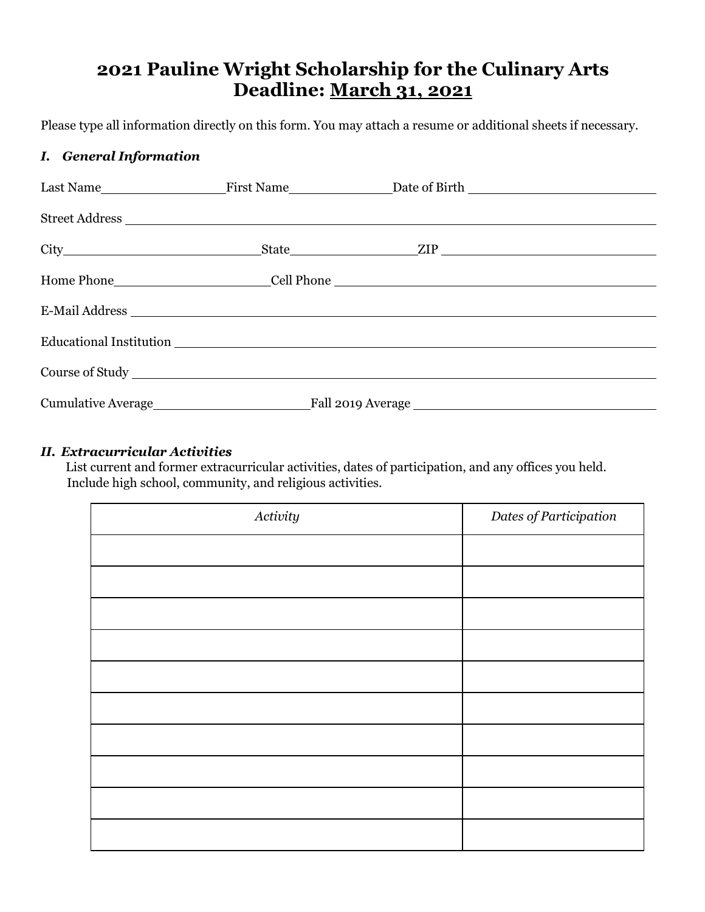# 2021 Pauline Wright Scholarship for the Culinary Arts
# Deadline: March 31, 2021

Please type all information directly on this form. You may attach a resume or additional sheets if necessary.

### *I. General Information*

Last Name\_\_\_\_\_\_\_\_\_\_\_\_\_\_\_\_First Name\_\_\_\_\_\_\_\_\_\_\_\_\_\_Date of Birth \_\_\_\_\_\_\_\_\_\_\_\_\_\_\_\_\_\_\_\_

Street Address \_\_\_\_\_\_\_\_\_\_\_\_\_\_\_\_\_\_\_\_\_\_\_\_\_\_\_\_\_\_\_\_\_\_\_\_\_\_\_\_\_\_\_\_\_\_\_\_\_\_\_\_\_\_\_\_

City\_\_\_\_\_\_\_\_\_\_\_\_\_\_\_\_\_\_\_\_\_\_\_\_State\_\_\_\_\_\_\_\_\_\_\_\_\_\_\_\_ZIP \_\_\_\_\_\_\_\_\_\_\_\_\_\_\_\_\_\_\_\_\_\_\_\_

Home Phone\_\_\_\_\_\_\_\_\_\_\_\_\_\_\_\_\_\_\_\_Cell Phone \_\_\_\_\_\_\_\_\_\_\_\_\_\_\_\_\_\_\_\_\_\_\_\_\_\_\_\_\_\_\_\_\_\_\_\_

E-Mail Address \_\_\_\_\_\_\_\_\_\_\_\_\_\_\_\_\_\_\_\_\_\_\_\_\_\_\_\_\_\_\_\_\_\_\_\_\_\_\_\_\_\_\_\_\_\_\_\_\_\_\_\_\_\_\_\_

Educational Institution \_\_\_\_\_\_\_\_\_\_\_\_\_\_\_\_\_\_\_\_\_\_\_\_\_\_\_\_\_\_\_\_\_\_\_\_\_\_\_\_\_\_\_\_\_\_\_\_\_\_

Course of Study \_\_\_\_\_\_\_\_\_\_\_\_\_\_\_\_\_\_\_\_\_\_\_\_\_\_\_\_\_\_\_\_\_\_\_\_\_\_\_\_\_\_\_\_\_\_\_\_\_\_\_\_\_\_\_

Cumulative Average\_\_\_\_\_\_\_\_\_\_\_\_\_\_\_\_\_\_\_\_Fall 2019 Average \_\_\_\_\_\_\_\_\_\_\_\_\_\_\_\_\_\_\_\_\_\_\_\_\_\_\_\_

### *II. Extracurricular Activities*

List current and former extracurricular activities, dates of participation, and any offices you held. Include high school, community, and religious activities.

| *Activity* | *Dates of Participation* |
|---|---|
| | |
| | |
| | |
| | |
| | |
| | |
| | |
| | |
| | |
| | |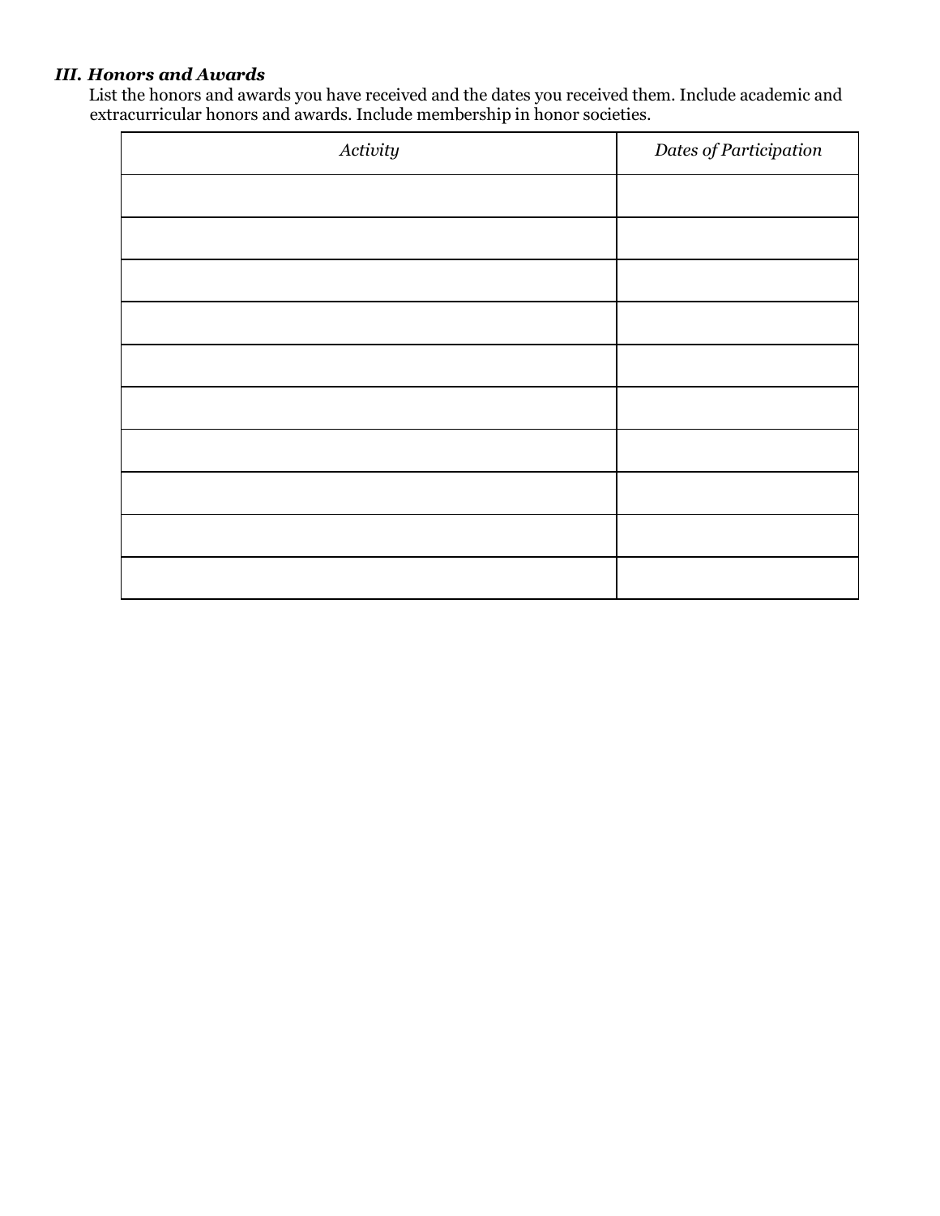### *III. Honors and Awards*

List the honors and awards you have received and the dates you received them. Include academic and extracurricular honors and awards. Include membership in honor societies.

| *Activity* | *Dates of Participation* |
|---|---|
| | |
| | |
| | |
| | |
| | |
| | |
| | |
| | |
| | |
| | |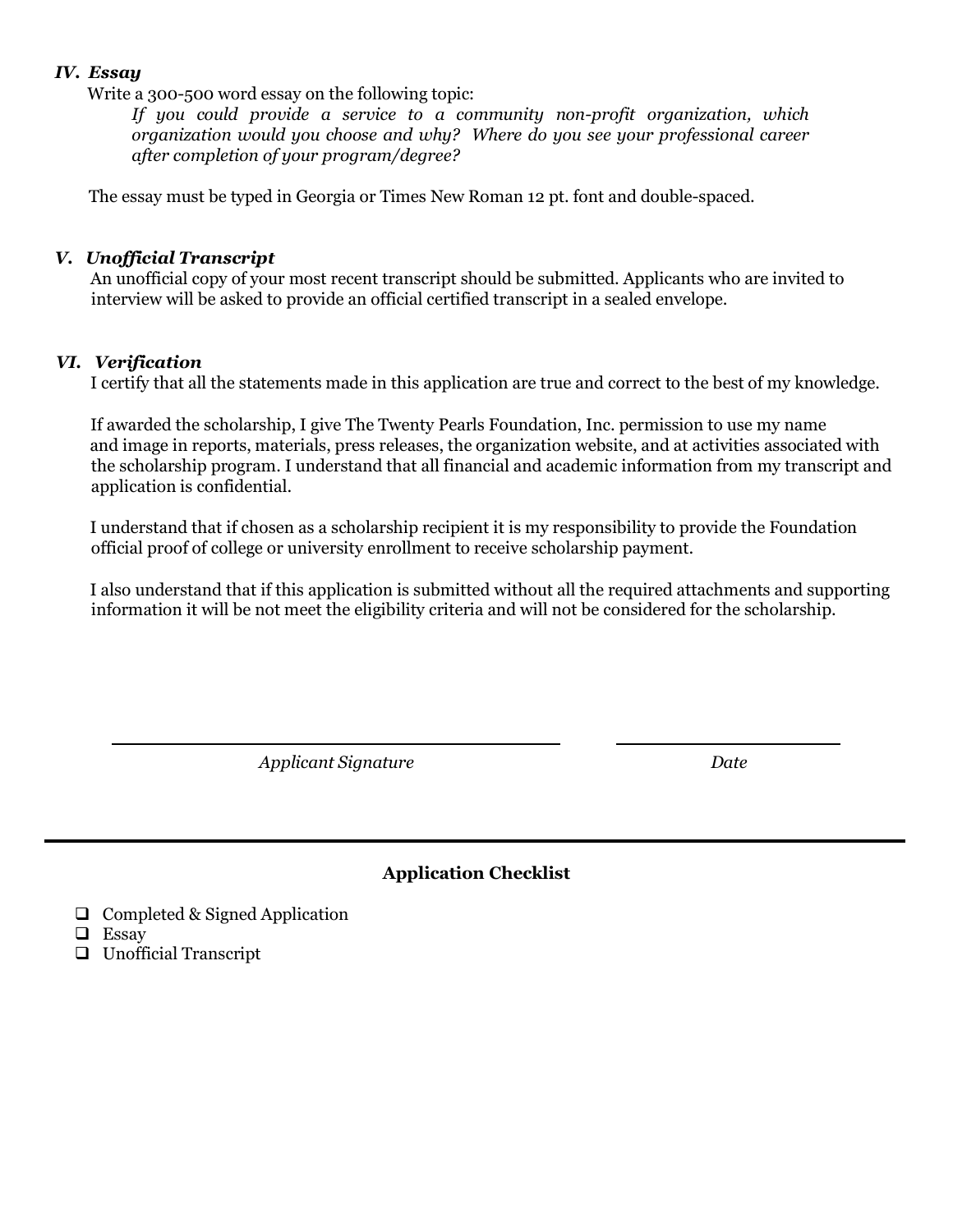### *IV. Essay*

Write a 300-500 word essay on the following topic:

*If you could provide a service to a community non-profit organization, which organization would you choose and why? Where do you see your professional career after completion of your program/degree?*

The essay must be typed in Georgia or Times New Roman 12 pt. font and double-spaced.

### *V. Unofficial Transcript*

An unofficial copy of your most recent transcript should be submitted. Applicants who are invited to interview will be asked to provide an official certified transcript in a sealed envelope.

### *VI. Verification*

I certify that all the statements made in this application are true and correct to the best of my knowledge.

If awarded the scholarship, I give The Twenty Pearls Foundation, Inc. permission to use my name and image in reports, materials, press releases, the organization website, and at activities associated with the scholarship program. I understand that all financial and academic information from my transcript and application is confidential.

I understand that if chosen as a scholarship recipient it is my responsibility to provide the Foundation official proof of college or university enrollment to receive scholarship payment.

I also understand that if this application is submitted without all the required attachments and supporting information it will be not meet the eligibility criteria and will not be considered for the scholarship.

______________________________ ______________

*Applicant Signature* *Date*

---

**Application Checklist**

- ❑ Completed & Signed Application
- ❑ Essay
- ❑ Unofficial Transcript